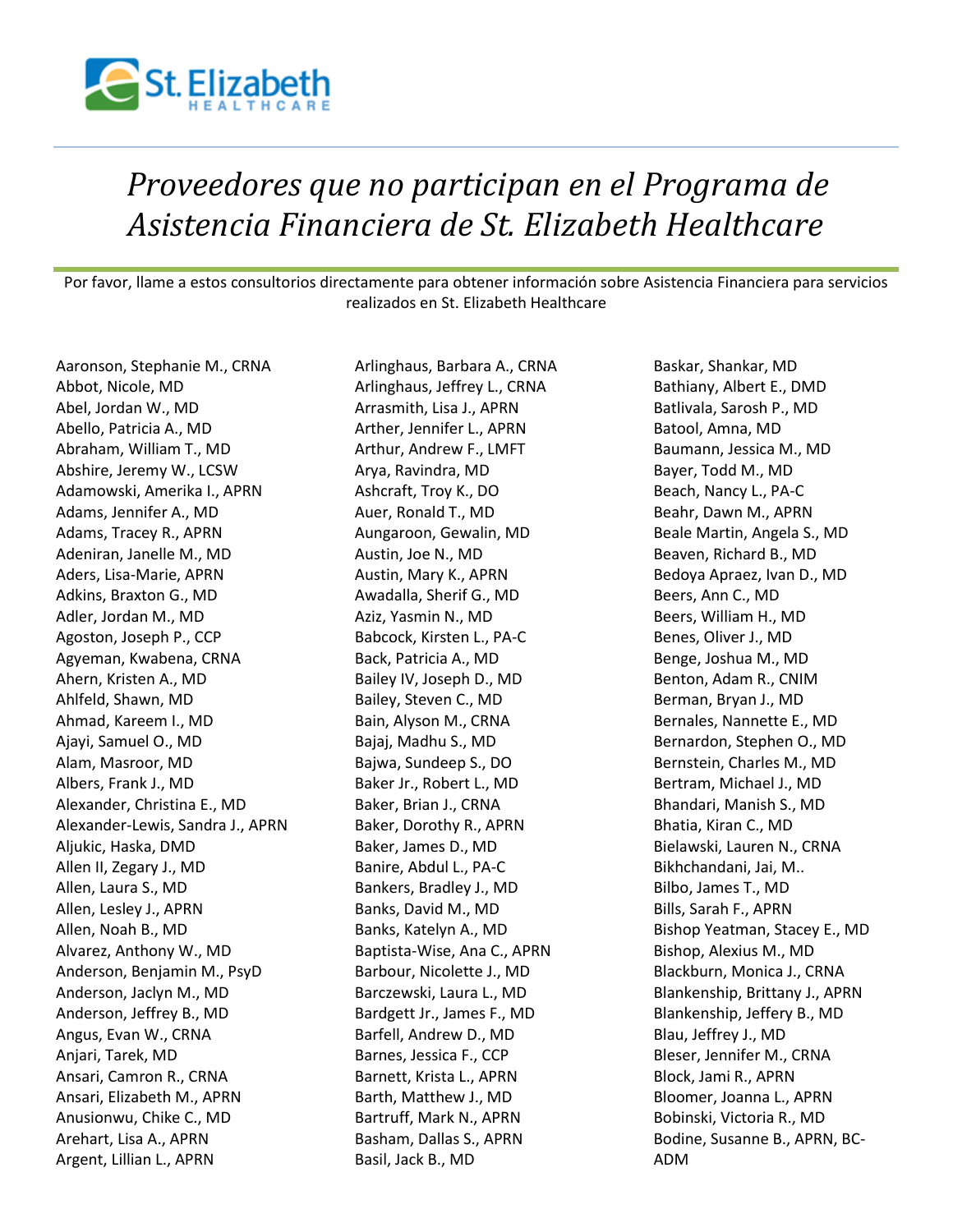St. Elizabeth HEALTHCARE

# *Proveedores que no participan en el Programa de Asistencia Financiera de St. Elizabeth Healthcare*

Por favor, llame a estos consultorios directamente para obtener información sobre Asistencia Financiera para servicios realizados en St. Elizabeth Healthcare

Aaronson, Stephanie M., CRNA
Abbot, Nicole, MD
Abel, Jordan W., MD
Abello, Patricia A., MD
Abraham, William T., MD
Abshire, Jeremy W., LCSW
Adamowski, Amerika I., APRN
Adams, Jennifer A., MD
Adams, Tracey R., APRN
Adeniran, Janelle M., MD
Aders, Lisa-Marie, APRN
Adkins, Braxton G., MD
Adler, Jordan M., MD
Agoston, Joseph P., CCP
Agyeman, Kwabena, CRNA
Ahern, Kristen A., MD
Ahlfeld, Shawn, MD
Ahmad, Kareem I., MD
Ajayi, Samuel O., MD
Alam, Masroor, MD
Albers, Frank J., MD
Alexander, Christina E., MD
Alexander-Lewis, Sandra J., APRN
Aljukic, Haska, DMD
Allen II, Zegary J., MD
Allen, Laura S., MD
Allen, Lesley J., APRN
Allen, Noah B., MD
Alvarez, Anthony W., MD
Anderson, Benjamin M., PsyD
Anderson, Jaclyn M., MD
Anderson, Jeffrey B., MD
Angus, Evan W., CRNA
Anjari, Tarek, MD
Ansari, Camron R., CRNA
Ansari, Elizabeth M., APRN
Anusionwu, Chike C., MD
Arehart, Lisa A., APRN
Argent, Lillian L., APRN
Arlinghaus, Barbara A., CRNA
Arlinghaus, Jeffrey L., CRNA
Arrasmith, Lisa J., APRN
Arther, Jennifer L., APRN
Arthur, Andrew F., LMFT
Arya, Ravindra, MD
Ashcraft, Troy K., DO
Auer, Ronald T., MD
Aungaroon, Gewalin, MD
Austin, Joe N., MD
Austin, Mary K., APRN
Awadalla, Sherif G., MD
Aziz, Yasmin N., MD
Babcock, Kirsten L., PA-C
Back, Patricia A., MD
Bailey IV, Joseph D., MD
Bailey, Steven C., MD
Bain, Alyson M., CRNA
Bajaj, Madhu S., MD
Bajwa, Sundeep S., DO
Baker Jr., Robert L., MD
Baker, Brian J., CRNA
Baker, Dorothy R., APRN
Baker, James D., MD
Banire, Abdul L., PA-C
Bankers, Bradley J., MD
Banks, David M., MD
Banks, Katelyn A., MD
Baptista-Wise, Ana C., APRN
Barbour, Nicolette J., MD
Barczewski, Laura L., MD
Bardgett Jr., James F., MD
Barfell, Andrew D., MD
Barnes, Jessica F., CCP
Barnett, Krista L., APRN
Barth, Matthew J., MD
Bartruff, Mark N., APRN
Basham, Dallas S., APRN
Basil, Jack B., MD
Baskar, Shankar, MD
Bathiany, Albert E., DMD
Batlivala, Sarosh P., MD
Batool, Amna, MD
Baumann, Jessica M., MD
Bayer, Todd M., MD
Beach, Nancy L., PA-C
Beahr, Dawn M., APRN
Beale Martin, Angela S., MD
Beaven, Richard B., MD
Bedoya Apraez, Ivan D., MD
Beers, Ann C., MD
Beers, William H., MD
Benes, Oliver J., MD
Benge, Joshua M., MD
Benton, Adam R., CNIM
Berman, Bryan J., MD
Bernales, Nannette E., MD
Bernardon, Stephen O., MD
Bernstein, Charles M., MD
Bertram, Michael J., MD
Bhandari, Manish S., MD
Bhatia, Kiran C., MD
Bielawski, Lauren N., CRNA
Bikhchandani, Jai, M..
Bilbo, James T., MD
Bills, Sarah F., APRN
Bishop Yeatman, Stacey E., MD
Bishop, Alexius M., MD
Blackburn, Monica J., CRNA
Blankenship, Brittany J., APRN
Blankenship, Jeffery B., MD
Blau, Jeffrey J., MD
Bleser, Jennifer M., CRNA
Block, Jami R., APRN
Bloomer, Joanna L., APRN
Bobinski, Victoria R., MD
Bodine, Susanne B., APRN, BC-ADM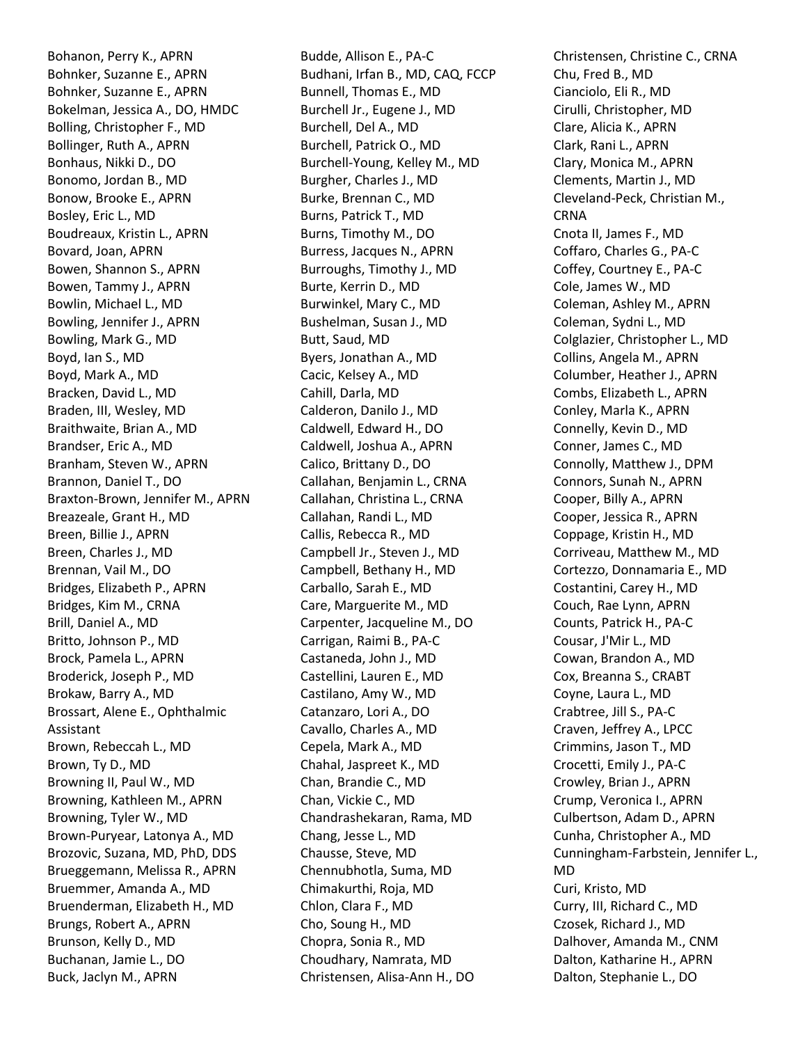Bohanon, Perry K., APRN
Bohnker, Suzanne E., APRN
Bohnker, Suzanne E., APRN
Bokelman, Jessica A., DO, HMDC
Bolling, Christopher F., MD
Bollinger, Ruth A., APRN
Bonhaus, Nikki D., DO
Bonomo, Jordan B., MD
Bonow, Brooke E., APRN
Bosley, Eric L., MD
Boudreaux, Kristin L., APRN
Bovard, Joan, APRN
Bowen, Shannon S., APRN
Bowen, Tammy J., APRN
Bowlin, Michael L., MD
Bowling, Jennifer J., APRN
Bowling, Mark G., MD
Boyd, Ian S., MD
Boyd, Mark A., MD
Bracken, David L., MD
Braden, III, Wesley, MD
Braithwaite, Brian A., MD
Brandser, Eric A., MD
Branham, Steven W., APRN
Brannon, Daniel T., DO
Braxton-Brown, Jennifer M., APRN
Breazeale, Grant H., MD
Breen, Billie J., APRN
Breen, Charles J., MD
Brennan, Vail M., DO
Bridges, Elizabeth P., APRN
Bridges, Kim M., CRNA
Brill, Daniel A., MD
Britto, Johnson P., MD
Brock, Pamela L., APRN
Broderick, Joseph P., MD
Brokaw, Barry A., MD
Brossart, Alene E., Ophthalmic Assistant
Brown, Rebeccah L., MD
Brown, Ty D., MD
Browning II, Paul W., MD
Browning, Kathleen M., APRN
Browning, Tyler W., MD
Brown-Puryear, Latonya A., MD
Brozovic, Suzana, MD, PhD, DDS
Brueggemann, Melissa R., APRN
Bruemmer, Amanda A., MD
Bruenderman, Elizabeth H., MD
Brungs, Robert A., APRN
Brunson, Kelly D., MD
Buchanan, Jamie L., DO
Buck, Jaclyn M., APRN
Budde, Allison E., PA-C
Budhani, Irfan B., MD, CAQ, FCCP
Bunnell, Thomas E., MD
Burchell Jr., Eugene J., MD
Burchell, Del A., MD
Burchell, Patrick O., MD
Burchell-Young, Kelley M., MD
Burgher, Charles J., MD
Burke, Brennan C., MD
Burns, Patrick T., MD
Burns, Timothy M., DO
Burress, Jacques N., APRN
Burroughs, Timothy J., MD
Burte, Kerrin D., MD
Burwinkel, Mary C., MD
Bushelman, Susan J., MD
Butt, Saud, MD
Byers, Jonathan A., MD
Cacic, Kelsey A., MD
Cahill, Darla, MD
Calderon, Danilo J., MD
Caldwell, Edward H., DO
Caldwell, Joshua A., APRN
Calico, Brittany D., DO
Callahan, Benjamin L., CRNA
Callahan, Christina L., CRNA
Callahan, Randi L., MD
Callis, Rebecca R., MD
Campbell Jr., Steven J., MD
Campbell, Bethany H., MD
Carballo, Sarah E., MD
Care, Marguerite M., MD
Carpenter, Jacqueline M., DO
Carrigan, Raimi B., PA-C
Castaneda, John J., MD
Castellini, Lauren E., MD
Castilano, Amy W., MD
Catanzaro, Lori A., DO
Cavallo, Charles A., MD
Cepela, Mark A., MD
Chahal, Jaspreet K., MD
Chan, Brandie C., MD
Chan, Vickie C., MD
Chandrashekaran, Rama, MD
Chang, Jesse L., MD
Chausse, Steve, MD
Chennubhotla, Suma, MD
Chimakurthi, Roja, MD
Chlon, Clara F., MD
Cho, Soung H., MD
Chopra, Sonia R., MD
Choudhary, Namrata, MD
Christensen, Alisa-Ann H., DO
Christensen, Christine C., CRNA
Chu, Fred B., MD
Cianciolo, Eli R., MD
Cirulli, Christopher, MD
Clare, Alicia K., APRN
Clark, Rani L., APRN
Clary, Monica M., APRN
Clements, Martin J., MD
Cleveland-Peck, Christian M., CRNA
Cnota II, James F., MD
Coffaro, Charles G., PA-C
Coffey, Courtney E., PA-C
Cole, James W., MD
Coleman, Ashley M., APRN
Coleman, Sydni L., MD
Colglazier, Christopher L., MD
Collins, Angela M., APRN
Columber, Heather J., APRN
Combs, Elizabeth L., APRN
Conley, Marla K., APRN
Connelly, Kevin D., MD
Conner, James C., MD
Connolly, Matthew J., DPM
Connors, Sunah N., APRN
Cooper, Billy A., APRN
Cooper, Jessica R., APRN
Coppage, Kristin H., MD
Corriveau, Matthew M., MD
Cortezzo, Donnamaria E., MD
Costantini, Carey H., MD
Couch, Rae Lynn, APRN
Counts, Patrick H., PA-C
Cousar, J'Mir L., MD
Cowan, Brandon A., MD
Cox, Breanna S., CRABT
Coyne, Laura L., MD
Crabtree, Jill S., PA-C
Craven, Jeffrey A., LPCC
Crimmins, Jason T., MD
Crocetti, Emily J., PA-C
Crowley, Brian J., APRN
Crump, Veronica I., APRN
Culbertson, Adam D., APRN
Cunha, Christopher A., MD
Cunningham-Farbstein, Jennifer L., MD
Curi, Kristo, MD
Curry, III, Richard C., MD
Czosek, Richard J., MD
Dalhover, Amanda M., CNM
Dalton, Katharine H., APRN
Dalton, Stephanie L., DO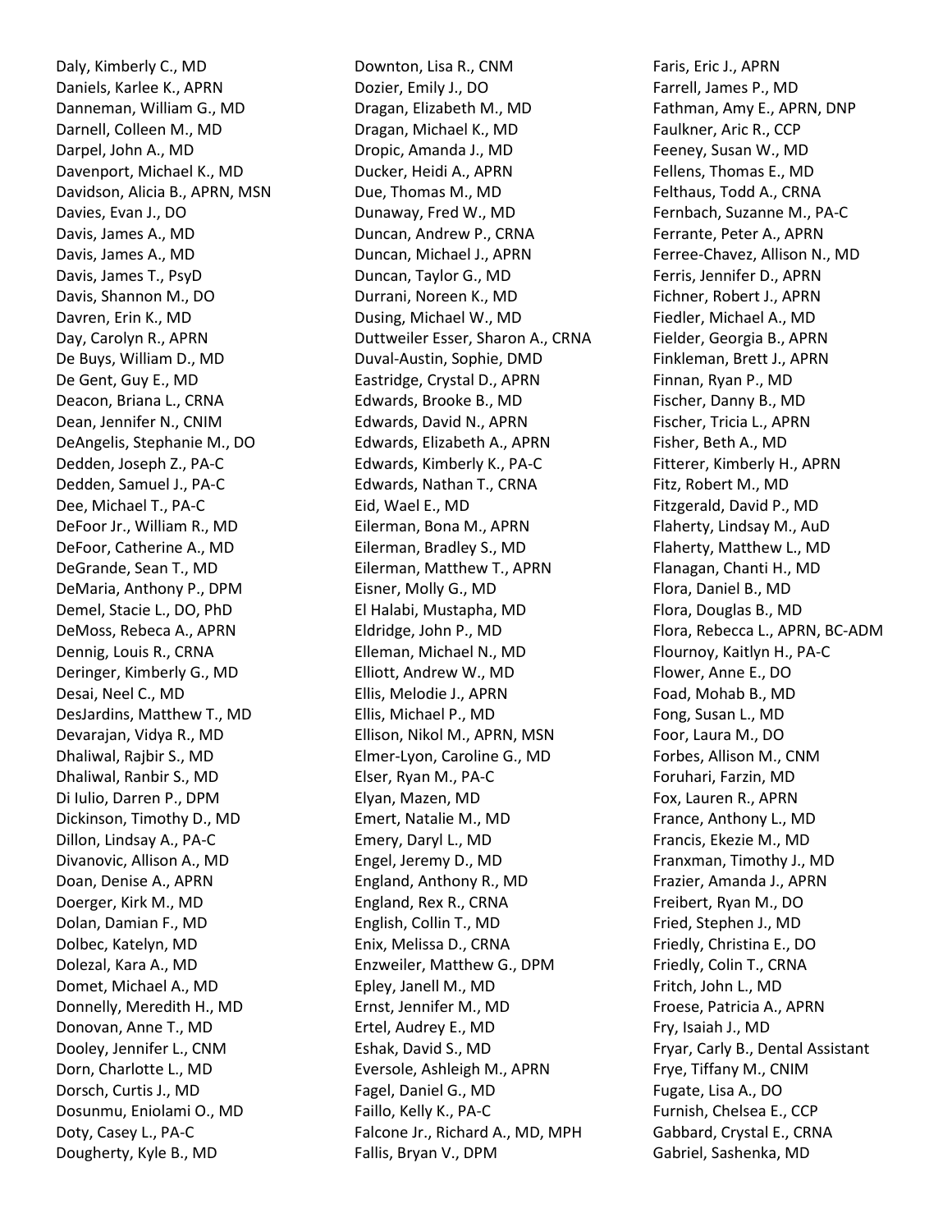Daly, Kimberly C., MD
Daniels, Karlee K., APRN
Danneman, William G., MD
Darnell, Colleen M., MD
Darpel, John A., MD
Davenport, Michael K., MD
Davidson, Alicia B., APRN, MSN
Davies, Evan J., DO
Davis, James A., MD
Davis, James A., MD
Davis, James T., PsyD
Davis, Shannon M., DO
Davren, Erin K., MD
Day, Carolyn R., APRN
De Buys, William D., MD
De Gent, Guy E., MD
Deacon, Briana L., CRNA
Dean, Jennifer N., CNIM
DeAngelis, Stephanie M., DO
Dedden, Joseph Z., PA-C
Dedden, Samuel J., PA-C
Dee, Michael T., PA-C
DeFoor Jr., William R., MD
DeFoor, Catherine A., MD
DeGrande, Sean T., MD
DeMaria, Anthony P., DPM
Demel, Stacie L., DO, PhD
DeMoss, Rebeca A., APRN
Dennig, Louis R., CRNA
Deringer, Kimberly G., MD
Desai, Neel C., MD
DesJardins, Matthew T., MD
Devarajan, Vidya R., MD
Dhaliwal, Rajbir S., MD
Dhaliwal, Ranbir S., MD
Di Iulio, Darren P., DPM
Dickinson, Timothy D., MD
Dillon, Lindsay A., PA-C
Divanovic, Allison A., MD
Doan, Denise A., APRN
Doerger, Kirk M., MD
Dolan, Damian F., MD
Dolbec, Katelyn, MD
Dolezal, Kara A., MD
Domet, Michael A., MD
Donnelly, Meredith H., MD
Donovan, Anne T., MD
Dooley, Jennifer L., CNM
Dorn, Charlotte L., MD
Dorsch, Curtis J., MD
Dosunmu, Eniolami O., MD
Doty, Casey L., PA-C
Dougherty, Kyle B., MD
Downton, Lisa R., CNM
Dozier, Emily J., DO
Dragan, Elizabeth M., MD
Dragan, Michael K., MD
Dropic, Amanda J., MD
Ducker, Heidi A., APRN
Due, Thomas M., MD
Dunaway, Fred W., MD
Duncan, Andrew P., CRNA
Duncan, Michael J., APRN
Duncan, Taylor G., MD
Durrani, Noreen K., MD
Dusing, Michael W., MD
Duttweiler Esser, Sharon A., CRNA
Duval-Austin, Sophie, DMD
Eastridge, Crystal D., APRN
Edwards, Brooke B., MD
Edwards, David N., APRN
Edwards, Elizabeth A., APRN
Edwards, Kimberly K., PA-C
Edwards, Nathan T., CRNA
Eid, Wael E., MD
Eilerman, Bona M., APRN
Eilerman, Bradley S., MD
Eilerman, Matthew T., APRN
Eisner, Molly G., MD
El Halabi, Mustapha, MD
Eldridge, John P., MD
Elleman, Michael N., MD
Elliott, Andrew W., MD
Ellis, Melodie J., APRN
Ellis, Michael P., MD
Ellison, Nikol M., APRN, MSN
Elmer-Lyon, Caroline G., MD
Elser, Ryan M., PA-C
Elyan, Mazen, MD
Emert, Natalie M., MD
Emery, Daryl L., MD
Engel, Jeremy D., MD
England, Anthony R., MD
England, Rex R., CRNA
English, Collin T., MD
Enix, Melissa D., CRNA
Enzweiler, Matthew G., DPM
Epley, Janell M., MD
Ernst, Jennifer M., MD
Ertel, Audrey E., MD
Eshak, David S., MD
Eversole, Ashleigh M., APRN
Fagel, Daniel G., MD
Faillo, Kelly K., PA-C
Falcone Jr., Richard A., MD, MPH
Fallis, Bryan V., DPM
Faris, Eric J., APRN
Farrell, James P., MD
Fathman, Amy E., APRN, DNP
Faulkner, Aric R., CCP
Feeney, Susan W., MD
Fellens, Thomas E., MD
Felthaus, Todd A., CRNA
Fernbach, Suzanne M., PA-C
Ferrante, Peter A., APRN
Ferree-Chavez, Allison N., MD
Ferris, Jennifer D., APRN
Fichner, Robert J., APRN
Fiedler, Michael A., MD
Fielder, Georgia B., APRN
Finkleman, Brett J., APRN
Finnan, Ryan P., MD
Fischer, Danny B., MD
Fischer, Tricia L., APRN
Fisher, Beth A., MD
Fitterer, Kimberly H., APRN
Fitz, Robert M., MD
Fitzgerald, David P., MD
Flaherty, Lindsay M., AuD
Flaherty, Matthew L., MD
Flanagan, Chanti H., MD
Flora, Daniel B., MD
Flora, Douglas B., MD
Flora, Rebecca L., APRN, BC-ADM
Flournoy, Kaitlyn H., PA-C
Flower, Anne E., DO
Foad, Mohab B., MD
Fong, Susan L., MD
Foor, Laura M., DO
Forbes, Allison M., CNM
Foruhari, Farzin, MD
Fox, Lauren R., APRN
France, Anthony L., MD
Francis, Ekezie M., MD
Franxman, Timothy J., MD
Frazier, Amanda J., APRN
Freibert, Ryan M., DO
Fried, Stephen J., MD
Friedly, Christina E., DO
Friedly, Colin T., CRNA
Fritch, John L., MD
Froese, Patricia A., APRN
Fry, Isaiah J., MD
Fryar, Carly B., Dental Assistant
Frye, Tiffany M., CNIM
Fugate, Lisa A., DO
Furnish, Chelsea E., CCP
Gabbard, Crystal E., CRNA
Gabriel, Sashenka, MD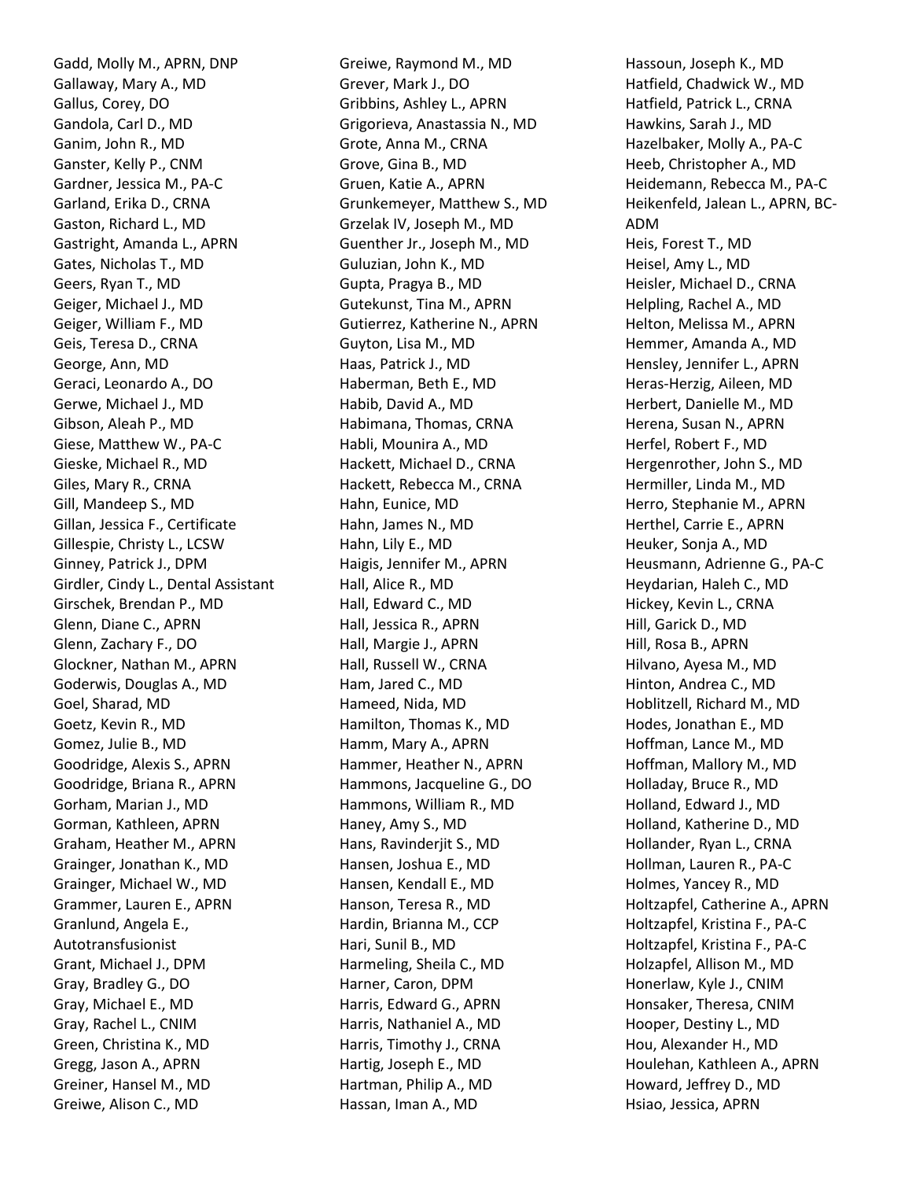Gadd, Molly M., APRN, DNP
Gallaway, Mary A., MD
Gallus, Corey, DO
Gandola, Carl D., MD
Ganim, John R., MD
Ganster, Kelly P., CNM
Gardner, Jessica M., PA-C
Garland, Erika D., CRNA
Gaston, Richard L., MD
Gastright, Amanda L., APRN
Gates, Nicholas T., MD
Geers, Ryan T., MD
Geiger, Michael J., MD
Geiger, William F., MD
Geis, Teresa D., CRNA
George, Ann, MD
Geraci, Leonardo A., DO
Gerwe, Michael J., MD
Gibson, Aleah P., MD
Giese, Matthew W., PA-C
Gieske, Michael R., MD
Giles, Mary R., CRNA
Gill, Mandeep S., MD
Gillan, Jessica F., Certificate
Gillespie, Christy L., LCSW
Ginney, Patrick J., DPM
Girdler, Cindy L., Dental Assistant
Girschek, Brendan P., MD
Glenn, Diane C., APRN
Glenn, Zachary F., DO
Glockner, Nathan M., APRN
Goderwis, Douglas A., MD
Goel, Sharad, MD
Goetz, Kevin R., MD
Gomez, Julie B., MD
Goodridge, Alexis S., APRN
Goodridge, Briana R., APRN
Gorham, Marian J., MD
Gorman, Kathleen, APRN
Graham, Heather M., APRN
Grainger, Jonathan K., MD
Grainger, Michael W., MD
Grammer, Lauren E., APRN
Granlund, Angela E., Autotransfusionist
Grant, Michael J., DPM
Gray, Bradley G., DO
Gray, Michael E., MD
Gray, Rachel L., CNIM
Green, Christina K., MD
Gregg, Jason A., APRN
Greiner, Hansel M., MD
Greiwe, Alison C., MD
Greiwe, Raymond M., MD
Grever, Mark J., DO
Gribbins, Ashley L., APRN
Grigorieva, Anastassia N., MD
Grote, Anna M., CRNA
Grove, Gina B., MD
Gruen, Katie A., APRN
Grunkemeyer, Matthew S., MD
Grzelak IV, Joseph M., MD
Guenther Jr., Joseph M., MD
Guluzian, John K., MD
Gupta, Pragya B., MD
Gutekunst, Tina M., APRN
Gutierrez, Katherine N., APRN
Guyton, Lisa M., MD
Haas, Patrick J., MD
Haberman, Beth E., MD
Habib, David A., MD
Habimana, Thomas, CRNA
Habli, Mounira A., MD
Hackett, Michael D., CRNA
Hackett, Rebecca M., CRNA
Hahn, Eunice, MD
Hahn, James N., MD
Hahn, Lily E., MD
Haigis, Jennifer M., APRN
Hall, Alice R., MD
Hall, Edward C., MD
Hall, Jessica R., APRN
Hall, Margie J., APRN
Hall, Russell W., CRNA
Ham, Jared C., MD
Hameed, Nida, MD
Hamilton, Thomas K., MD
Hamm, Mary A., APRN
Hammer, Heather N., APRN
Hammons, Jacqueline G., DO
Hammons, William R., MD
Haney, Amy S., MD
Hans, Ravinderjit S., MD
Hansen, Joshua E., MD
Hansen, Kendall E., MD
Hanson, Teresa R., MD
Hardin, Brianna M., CCP
Hari, Sunil B., MD
Harmeling, Sheila C., MD
Harner, Caron, DPM
Harris, Edward G., APRN
Harris, Nathaniel A., MD
Harris, Timothy J., CRNA
Hartig, Joseph E., MD
Hartman, Philip A., MD
Hassan, Iman A., MD
Hassoun, Joseph K., MD
Hatfield, Chadwick W., MD
Hatfield, Patrick L., CRNA
Hawkins, Sarah J., MD
Hazelbaker, Molly A., PA-C
Heeb, Christopher A., MD
Heidemann, Rebecca M., PA-C
Heikenfeld, Jalean L., APRN, BC-ADM
Heis, Forest T., MD
Heisel, Amy L., MD
Heisler, Michael D., CRNA
Helpling, Rachel A., MD
Helton, Melissa M., APRN
Hemmer, Amanda A., MD
Hensley, Jennifer L., APRN
Heras-Herzig, Aileen, MD
Herbert, Danielle M., MD
Herena, Susan N., APRN
Herfel, Robert F., MD
Hergenrother, John S., MD
Hermiller, Linda M., MD
Herro, Stephanie M., APRN
Herthel, Carrie E., APRN
Heuker, Sonja A., MD
Heusmann, Adrienne G., PA-C
Heydarian, Haleh C., MD
Hickey, Kevin L., CRNA
Hill, Garick D., MD
Hill, Rosa B., APRN
Hilvano, Ayesa M., MD
Hinton, Andrea C., MD
Hoblitzell, Richard M., MD
Hodes, Jonathan E., MD
Hoffman, Lance M., MD
Hoffman, Mallory M., MD
Holladay, Bruce R., MD
Holland, Edward J., MD
Holland, Katherine D., MD
Hollander, Ryan L., CRNA
Hollman, Lauren R., PA-C
Holmes, Yancey R., MD
Holtzapfel, Catherine A., APRN
Holtzapfel, Kristina F., PA-C
Holtzapfel, Kristina F., PA-C
Holzapfel, Allison M., MD
Honerlaw, Kyle J., CNIM
Honsaker, Theresa, CNIM
Hooper, Destiny L., MD
Hou, Alexander H., MD
Houlehan, Kathleen A., APRN
Howard, Jeffrey D., MD
Hsiao, Jessica, APRN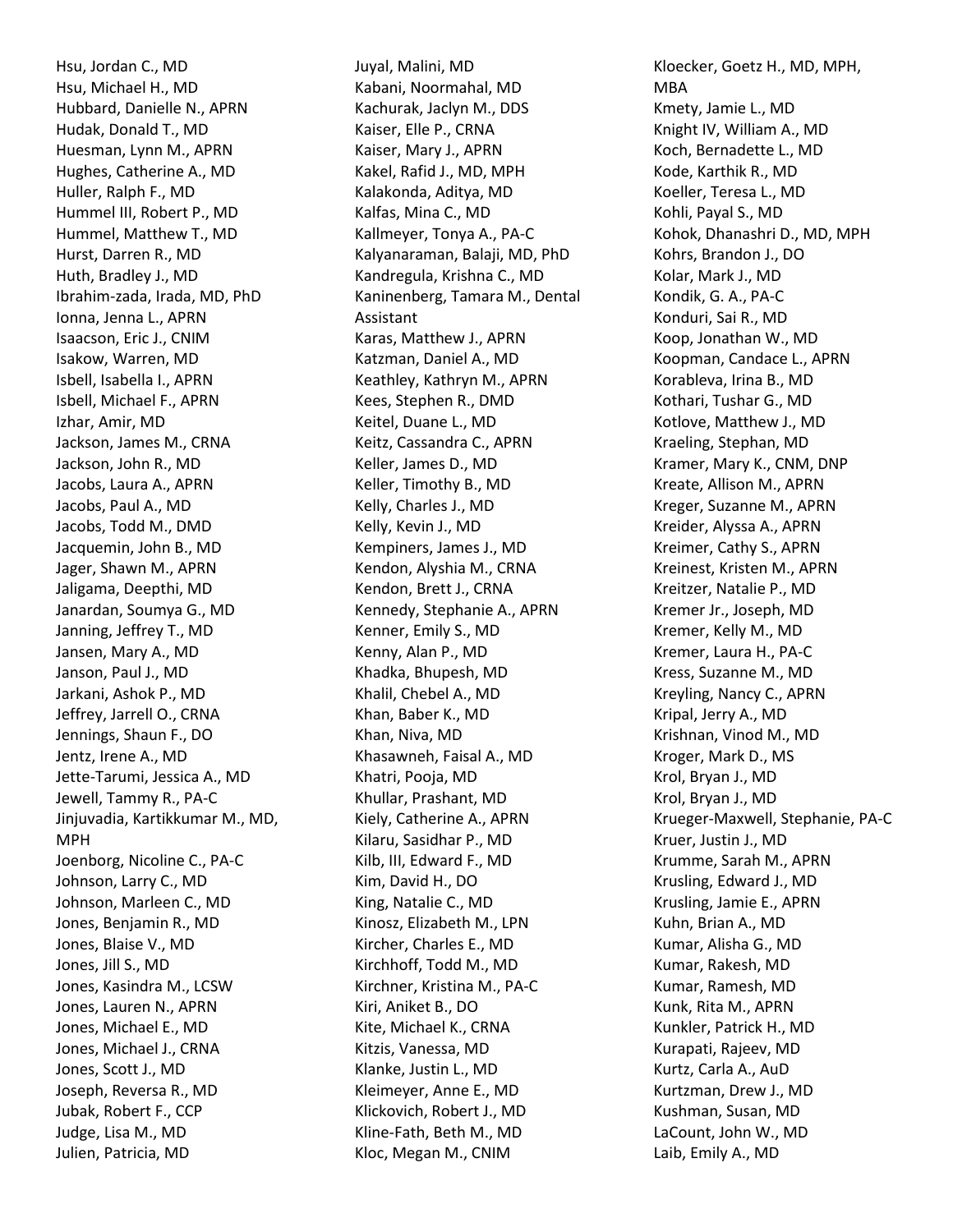Hsu, Jordan C., MD
Hsu, Michael H., MD
Hubbard, Danielle N., APRN
Hudak, Donald T., MD
Huesman, Lynn M., APRN
Hughes, Catherine A., MD
Huller, Ralph F., MD
Hummel III, Robert P., MD
Hummel, Matthew T., MD
Hurst, Darren R., MD
Huth, Bradley J., MD
Ibrahim-zada, Irada, MD, PhD
Ionna, Jenna L., APRN
Isaacson, Eric J., CNIM
Isakow, Warren, MD
Isbell, Isabella I., APRN
Isbell, Michael F., APRN
Izhar, Amir, MD
Jackson, James M., CRNA
Jackson, John R., MD
Jacobs, Laura A., APRN
Jacobs, Paul A., MD
Jacobs, Todd M., DMD
Jacquemin, John B., MD
Jager, Shawn M., APRN
Jaligama, Deepthi, MD
Janardan, Soumya G., MD
Janning, Jeffrey T., MD
Jansen, Mary A., MD
Janson, Paul J., MD
Jarkani, Ashok P., MD
Jeffrey, Jarrell O., CRNA
Jennings, Shaun F., DO
Jentz, Irene A., MD
Jette-Tarumi, Jessica A., MD
Jewell, Tammy R., PA-C
Jinjuvadia, Kartikkumar M., MD, MPH
Joenborg, Nicoline C., PA-C
Johnson, Larry C., MD
Johnson, Marleen C., MD
Jones, Benjamin R., MD
Jones, Blaise V., MD
Jones, Jill S., MD
Jones, Kasindra M., LCSW
Jones, Lauren N., APRN
Jones, Michael E., MD
Jones, Michael J., CRNA
Jones, Scott J., MD
Joseph, Reversa R., MD
Jubak, Robert F., CCP
Judge, Lisa M., MD
Julien, Patricia, MD
Juyal, Malini, MD
Kabani, Noormahal, MD
Kachurak, Jaclyn M., DDS
Kaiser, Elle P., CRNA
Kaiser, Mary J., APRN
Kakel, Rafid J., MD, MPH
Kalakonda, Aditya, MD
Kalfas, Mina C., MD
Kallmeyer, Tonya A., PA-C
Kalyanaraman, Balaji, MD, PhD
Kandregula, Krishna C., MD
Kaninenberg, Tamara M., Dental Assistant
Karas, Matthew J., APRN
Katzman, Daniel A., MD
Keathley, Kathryn M., APRN
Kees, Stephen R., DMD
Keitel, Duane L., MD
Keitz, Cassandra C., APRN
Keller, James D., MD
Keller, Timothy B., MD
Kelly, Charles J., MD
Kelly, Kevin J., MD
Kempiners, James J., MD
Kendon, Alyshia M., CRNA
Kendon, Brett J., CRNA
Kennedy, Stephanie A., APRN
Kenner, Emily S., MD
Kenny, Alan P., MD
Khadka, Bhupesh, MD
Khalil, Chebel A., MD
Khan, Baber K., MD
Khan, Niva, MD
Khasawneh, Faisal A., MD
Khatri, Pooja, MD
Khullar, Prashant, MD
Kiely, Catherine A., APRN
Kilaru, Sasidhar P., MD
Kilb, III, Edward F., MD
Kim, David H., DO
King, Natalie C., MD
Kinosz, Elizabeth M., LPN
Kircher, Charles E., MD
Kirchhoff, Todd M., MD
Kirchner, Kristina M., PA-C
Kiri, Aniket B., DO
Kite, Michael K., CRNA
Kitzis, Vanessa, MD
Klanke, Justin L., MD
Kleimeyer, Anne E., MD
Klickovich, Robert J., MD
Kline-Fath, Beth M., MD
Kloc, Megan M., CNIM
Kloecker, Goetz H., MD, MPH, MBA
Kmety, Jamie L., MD
Knight IV, William A., MD
Koch, Bernadette L., MD
Kode, Karthik R., MD
Koeller, Teresa L., MD
Kohli, Payal S., MD
Kohok, Dhanashri D., MD, MPH
Kohrs, Brandon J., DO
Kolar, Mark J., MD
Kondik, G. A., PA-C
Konduri, Sai R., MD
Koop, Jonathan W., MD
Koopman, Candace L., APRN
Korableva, Irina B., MD
Kothari, Tushar G., MD
Kotlove, Matthew J., MD
Kraeling, Stephan, MD
Kramer, Mary K., CNM, DNP
Kreate, Allison M., APRN
Kreger, Suzanne M., APRN
Kreider, Alyssa A., APRN
Kreimer, Cathy S., APRN
Kreinest, Kristen M., APRN
Kreitzer, Natalie P., MD
Kremer Jr., Joseph, MD
Kremer, Kelly M., MD
Kremer, Laura H., PA-C
Kress, Suzanne M., MD
Kreyling, Nancy C., APRN
Kripal, Jerry A., MD
Krishnan, Vinod M., MD
Kroger, Mark D., MS
Krol, Bryan J., MD
Krol, Bryan J., MD
Krueger-Maxwell, Stephanie, PA-C
Kruer, Justin J., MD
Krumme, Sarah M., APRN
Krusling, Edward J., MD
Krusling, Jamie E., APRN
Kuhn, Brian A., MD
Kumar, Alisha G., MD
Kumar, Rakesh, MD
Kumar, Ramesh, MD
Kunk, Rita M., APRN
Kunkler, Patrick H., MD
Kurapati, Rajeev, MD
Kurtz, Carla A., AuD
Kurtzman, Drew J., MD
Kushman, Susan, MD
LaCount, John W., MD
Laib, Emily A., MD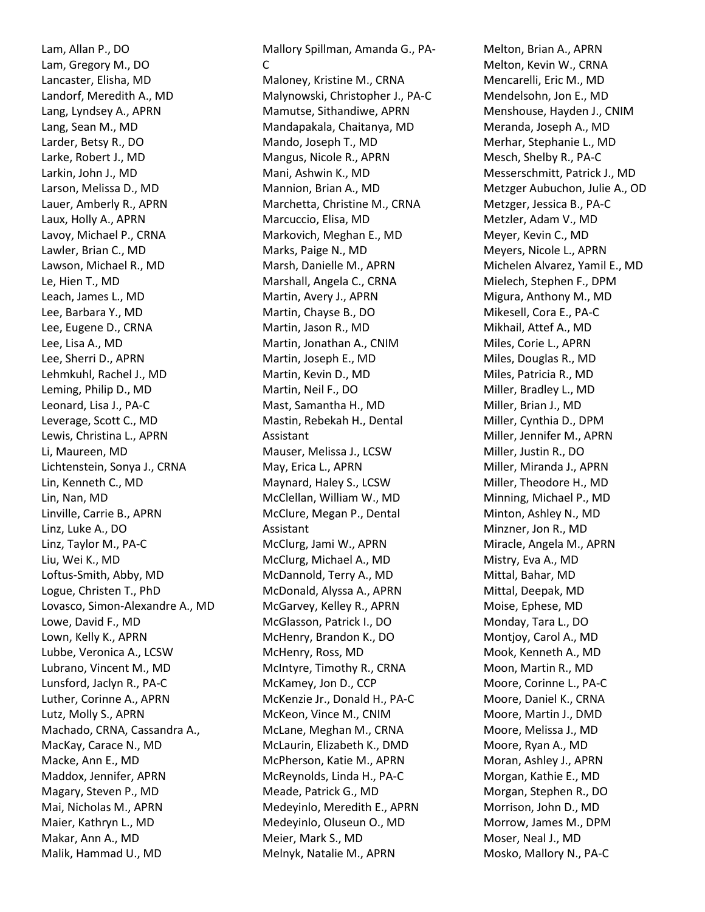Lam, Allan P., DO
Lam, Gregory M., DO
Lancaster, Elisha, MD
Landorf, Meredith A., MD
Lang, Lyndsey A., APRN
Lang, Sean M., MD
Larder, Betsy R., DO
Larke, Robert J., MD
Larkin, John J., MD
Larson, Melissa D., MD
Lauer, Amberly R., APRN
Laux, Holly A., APRN
Lavoy, Michael P., CRNA
Lawler, Brian C., MD
Lawson, Michael R., MD
Le, Hien T., MD
Leach, James L., MD
Lee, Barbara Y., MD
Lee, Eugene D., CRNA
Lee, Lisa A., MD
Lee, Sherri D., APRN
Lehmkuhl, Rachel J., MD
Leming, Philip D., MD
Leonard, Lisa J., PA-C
Leverage, Scott C., MD
Lewis, Christina L., APRN
Li, Maureen, MD
Lichtenstein, Sonya J., CRNA
Lin, Kenneth C., MD
Lin, Nan, MD
Linville, Carrie B., APRN
Linz, Luke A., DO
Linz, Taylor M., PA-C
Liu, Wei K., MD
Loftus-Smith, Abby, MD
Logue, Christen T., PhD
Lovasco, Simon-Alexandre A., MD
Lowe, David F., MD
Lown, Kelly K., APRN
Lubbe, Veronica A., LCSW
Lubrano, Vincent M., MD
Lunsford, Jaclyn R., PA-C
Luther, Corinne A., APRN
Lutz, Molly S., APRN
Machado, CRNA, Cassandra A.,
MacKay, Carace N., MD
Macke, Ann E., MD
Maddox, Jennifer, APRN
Magary, Steven P., MD
Mai, Nicholas M., APRN
Maier, Kathryn L., MD
Makar, Ann A., MD
Malik, Hammad U., MD
Mallory Spillman, Amanda G., PA-C
Maloney, Kristine M., CRNA
Malynowski, Christopher J., PA-C
Mamutse, Sithandiwe, APRN
Mandapakala, Chaitanya, MD
Mando, Joseph T., MD
Mangus, Nicole R., APRN
Mani, Ashwin K., MD
Mannion, Brian A., MD
Marchetta, Christine M., CRNA
Marcuccio, Elisa, MD
Markovich, Meghan E., MD
Marks, Paige N., MD
Marsh, Danielle M., APRN
Marshall, Angela C., CRNA
Martin, Avery J., APRN
Martin, Chayse B., DO
Martin, Jason R., MD
Martin, Jonathan A., CNIM
Martin, Joseph E., MD
Martin, Kevin D., MD
Martin, Neil F., DO
Mast, Samantha H., MD
Mastin, Rebekah H., Dental Assistant
Mauser, Melissa J., LCSW
May, Erica L., APRN
Maynard, Haley S., LCSW
McClellan, William W., MD
McClure, Megan P., Dental Assistant
McClurg, Jami W., APRN
McClurg, Michael A., MD
McDannold, Terry A., MD
McDonald, Alyssa A., APRN
McGarvey, Kelley R., APRN
McGlasson, Patrick I., DO
McHenry, Brandon K., DO
McHenry, Ross, MD
McIntyre, Timothy R., CRNA
McKamey, Jon D., CCP
McKenzie Jr., Donald H., PA-C
McKeon, Vince M., CNIM
McLane, Meghan M., CRNA
McLaurin, Elizabeth K., DMD
McPherson, Katie M., APRN
McReynolds, Linda H., PA-C
Meade, Patrick G., MD
Medeyinlo, Meredith E., APRN
Medeyinlo, Oluseun O., MD
Meier, Mark S., MD
Melnyk, Natalie M., APRN
Melton, Brian A., APRN
Melton, Kevin W., CRNA
Mencarelli, Eric M., MD
Mendelsohn, Jon E., MD
Menshouse, Hayden J., CNIM
Meranda, Joseph A., MD
Merhar, Stephanie L., MD
Mesch, Shelby R., PA-C
Messerschmitt, Patrick J., MD
Metzger Aubuchon, Julie A., OD
Metzger, Jessica B., PA-C
Metzler, Adam V., MD
Meyer, Kevin C., MD
Meyers, Nicole L., APRN
Michelen Alvarez, Yamil E., MD
Mielech, Stephen F., DPM
Migura, Anthony M., MD
Mikesell, Cora E., PA-C
Mikhail, Attef A., MD
Miles, Corie L., APRN
Miles, Douglas R., MD
Miles, Patricia R., MD
Miller, Bradley L., MD
Miller, Brian J., MD
Miller, Cynthia D., DPM
Miller, Jennifer M., APRN
Miller, Justin R., DO
Miller, Miranda J., APRN
Miller, Theodore H., MD
Minning, Michael P., MD
Minton, Ashley N., MD
Minzner, Jon R., MD
Miracle, Angela M., APRN
Mistry, Eva A., MD
Mittal, Bahar, MD
Mittal, Deepak, MD
Moise, Ephese, MD
Monday, Tara L., DO
Montjoy, Carol A., MD
Mook, Kenneth A., MD
Moon, Martin R., MD
Moore, Corinne L., PA-C
Moore, Daniel K., CRNA
Moore, Martin J., DMD
Moore, Melissa J., MD
Moore, Ryan A., MD
Moran, Ashley J., APRN
Morgan, Kathie E., MD
Morgan, Stephen R., DO
Morrison, John D., MD
Morrow, James M., DPM
Moser, Neal J., MD
Mosko, Mallory N., PA-C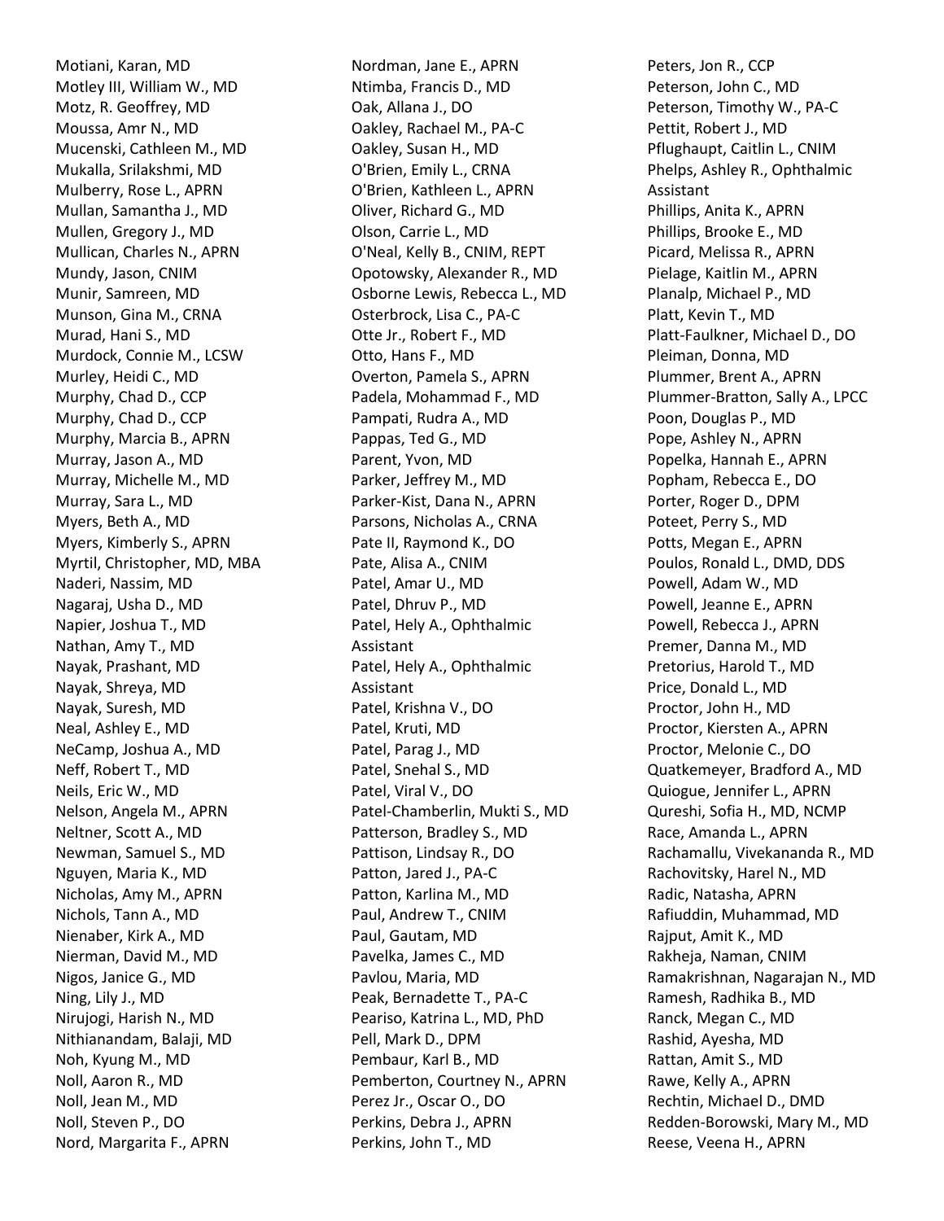Motiani, Karan, MD
Motley III, William W., MD
Motz, R. Geoffrey, MD
Moussa, Amr N., MD
Mucenski, Cathleen M., MD
Mukalla, Srilakshmi, MD
Mulberry, Rose L., APRN
Mullan, Samantha J., MD
Mullen, Gregory J., MD
Mullican, Charles N., APRN
Mundy, Jason, CNIM
Munir, Samreen, MD
Munson, Gina M., CRNA
Murad, Hani S., MD
Murdock, Connie M., LCSW
Murley, Heidi C., MD
Murphy, Chad D., CCP
Murphy, Chad D., CCP
Murphy, Marcia B., APRN
Murray, Jason A., MD
Murray, Michelle M., MD
Murray, Sara L., MD
Myers, Beth A., MD
Myers, Kimberly S., APRN
Myrtil, Christopher, MD, MBA
Naderi, Nassim, MD
Nagaraj, Usha D., MD
Napier, Joshua T., MD
Nathan, Amy T., MD
Nayak, Prashant, MD
Nayak, Shreya, MD
Nayak, Suresh, MD
Neal, Ashley E., MD
NeCamp, Joshua A., MD
Neff, Robert T., MD
Neils, Eric W., MD
Nelson, Angela M., APRN
Neltner, Scott A., MD
Newman, Samuel S., MD
Nguyen, Maria K., MD
Nicholas, Amy M., APRN
Nichols, Tann A., MD
Nienaber, Kirk A., MD
Nierman, David M., MD
Nigos, Janice G., MD
Ning, Lily J., MD
Nirujogi, Harish N., MD
Nithianandam, Balaji, MD
Noh, Kyung M., MD
Noll, Aaron R., MD
Noll, Jean M., MD
Noll, Steven P., DO
Nord, Margarita F., APRN
Nordman, Jane E., APRN
Ntimba, Francis D., MD
Oak, Allana J., DO
Oakley, Rachael M., PA-C
Oakley, Susan H., MD
O'Brien, Emily L., CRNA
O'Brien, Kathleen L., APRN
Oliver, Richard G., MD
Olson, Carrie L., MD
O'Neal, Kelly B., CNIM, REPT
Opotowsky, Alexander R., MD
Osborne Lewis, Rebecca L., MD
Osterbrock, Lisa C., PA-C
Otte Jr., Robert F., MD
Otto, Hans F., MD
Overton, Pamela S., APRN
Padela, Mohammad F., MD
Pampati, Rudra A., MD
Pappas, Ted G., MD
Parent, Yvon, MD
Parker, Jeffrey M., MD
Parker-Kist, Dana N., APRN
Parsons, Nicholas A., CRNA
Pate II, Raymond K., DO
Pate, Alisa A., CNIM
Patel, Amar U., MD
Patel, Dhruv P., MD
Patel, Hely A., Ophthalmic Assistant
Patel, Hely A., Ophthalmic Assistant
Patel, Krishna V., DO
Patel, Kruti, MD
Patel, Parag J., MD
Patel, Snehal S., MD
Patel, Viral V., DO
Patel-Chamberlin, Mukti S., MD
Patterson, Bradley S., MD
Pattison, Lindsay R., DO
Patton, Jared J., PA-C
Patton, Karlina M., MD
Paul, Andrew T., CNIM
Paul, Gautam, MD
Pavelka, James C., MD
Pavlou, Maria, MD
Peak, Bernadette T., PA-C
Peariso, Katrina L., MD, PhD
Pell, Mark D., DPM
Pembaur, Karl B., MD
Pemberton, Courtney N., APRN
Perez Jr., Oscar O., DO
Perkins, Debra J., APRN
Perkins, John T., MD
Peters, Jon R., CCP
Peterson, John C., MD
Peterson, Timothy W., PA-C
Pettit, Robert J., MD
Pflughaupt, Caitlin L., CNIM
Phelps, Ashley R., Ophthalmic Assistant
Phillips, Anita K., APRN
Phillips, Brooke E., MD
Picard, Melissa R., APRN
Pielage, Kaitlin M., APRN
Planalp, Michael P., MD
Platt, Kevin T., MD
Platt-Faulkner, Michael D., DO
Pleiman, Donna, MD
Plummer, Brent A., APRN
Plummer-Bratton, Sally A., LPCC
Poon, Douglas P., MD
Pope, Ashley N., APRN
Popelka, Hannah E., APRN
Popham, Rebecca E., DO
Porter, Roger D., DPM
Poteet, Perry S., MD
Potts, Megan E., APRN
Poulos, Ronald L., DMD, DDS
Powell, Adam W., MD
Powell, Jeanne E., APRN
Powell, Rebecca J., APRN
Premer, Danna M., MD
Pretorius, Harold T., MD
Price, Donald L., MD
Proctor, John H., MD
Proctor, Kiersten A., APRN
Proctor, Melonie C., DO
Quatkemeyer, Bradford A., MD
Quiogue, Jennifer L., APRN
Qureshi, Sofia H., MD, NCMP
Race, Amanda L., APRN
Rachamallu, Vivekananda R., MD
Rachovitsky, Harel N., MD
Radic, Natasha, APRN
Rafiuddin, Muhammad, MD
Rajput, Amit K., MD
Rakheja, Naman, CNIM
Ramakrishnan, Nagarajan N., MD
Ramesh, Radhika B., MD
Ranck, Megan C., MD
Rashid, Ayesha, MD
Rattan, Amit S., MD
Rawe, Kelly A., APRN
Rechtin, Michael D., DMD
Redden-Borowski, Mary M., MD
Reese, Veena H., APRN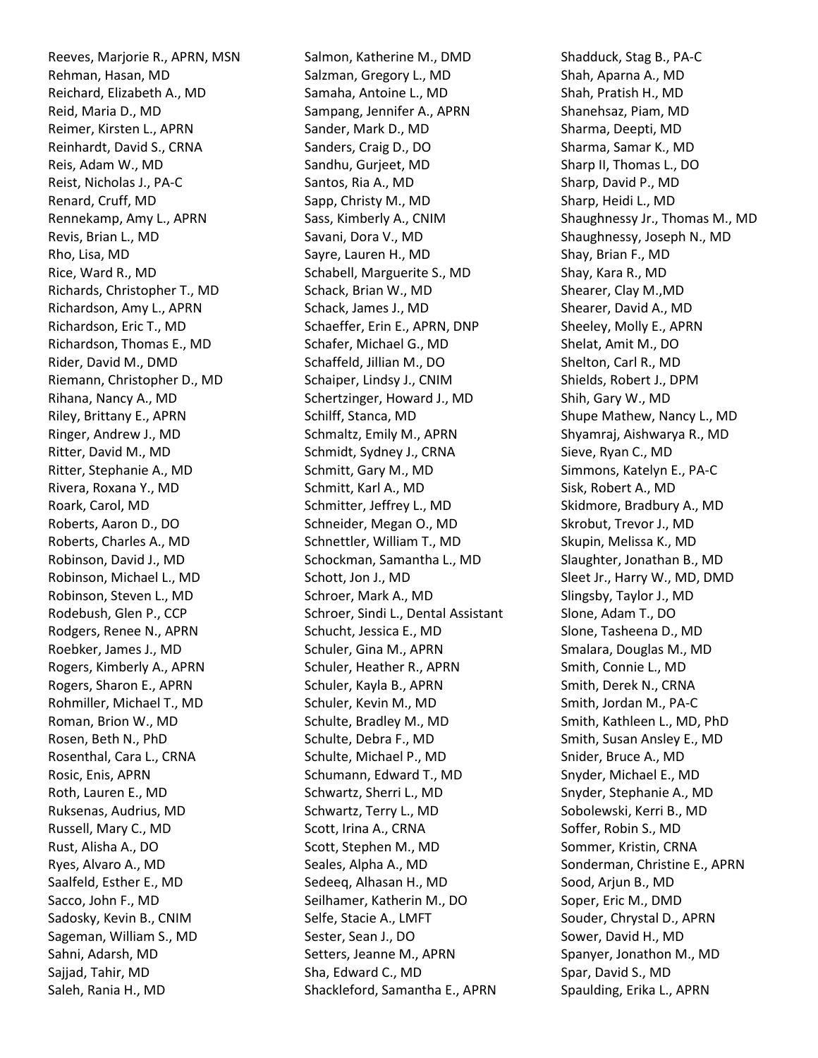Reeves, Marjorie R., APRN, MSN
Rehman, Hasan, MD
Reichard, Elizabeth A., MD
Reid, Maria D., MD
Reimer, Kirsten L., APRN
Reinhardt, David S., CRNA
Reis, Adam W., MD
Reist, Nicholas J., PA-C
Renard, Cruff, MD
Rennekamp, Amy L., APRN
Revis, Brian L., MD
Rho, Lisa, MD
Rice, Ward R., MD
Richards, Christopher T., MD
Richardson, Amy L., APRN
Richardson, Eric T., MD
Richardson, Thomas E., MD
Rider, David M., DMD
Riemann, Christopher D., MD
Rihana, Nancy A., MD
Riley, Brittany E., APRN
Ringer, Andrew J., MD
Ritter, David M., MD
Ritter, Stephanie A., MD
Rivera, Roxana Y., MD
Roark, Carol, MD
Roberts, Aaron D., DO
Roberts, Charles A., MD
Robinson, David J., MD
Robinson, Michael L., MD
Robinson, Steven L., MD
Rodebush, Glen P., CCP
Rodgers, Renee N., APRN
Roebker, James J., MD
Rogers, Kimberly A., APRN
Rogers, Sharon E., APRN
Rohmiller, Michael T., MD
Roman, Brion W., MD
Rosen, Beth N., PhD
Rosenthal, Cara L., CRNA
Rosic, Enis, APRN
Roth, Lauren E., MD
Ruksenas, Audrius, MD
Russell, Mary C., MD
Rust, Alisha A., DO
Ryes, Alvaro A., MD
Saalfeld, Esther E., MD
Sacco, John F., MD
Sadosky, Kevin B., CNIM
Sageman, William S., MD
Sahni, Adarsh, MD
Sajjad, Tahir, MD
Saleh, Rania H., MD
Salmon, Katherine M., DMD
Salzman, Gregory L., MD
Samaha, Antoine L., MD
Sampang, Jennifer A., APRN
Sander, Mark D., MD
Sanders, Craig D., DO
Sandhu, Gurjeet, MD
Santos, Ria A., MD
Sapp, Christy M., MD
Sass, Kimberly A., CNIM
Savani, Dora V., MD
Sayre, Lauren H., MD
Schabell, Marguerite S., MD
Schack, Brian W., MD
Schack, James J., MD
Schaeffer, Erin E., APRN, DNP
Schafer, Michael G., MD
Schaffeld, Jillian M., DO
Schaiper, Lindsy J., CNIM
Schertzinger, Howard J., MD
Schilff, Stanca, MD
Schmaltz, Emily M., APRN
Schmidt, Sydney J., CRNA
Schmitt, Gary M., MD
Schmitt, Karl A., MD
Schmitter, Jeffrey L., MD
Schneider, Megan O., MD
Schnettler, William T., MD
Schockman, Samantha L., MD
Schott, Jon J., MD
Schroer, Mark A., MD
Schroer, Sindi L., Dental Assistant
Schucht, Jessica E., MD
Schuler, Gina M., APRN
Schuler, Heather R., APRN
Schuler, Kayla B., APRN
Schuler, Kevin M., MD
Schulte, Bradley M., MD
Schulte, Debra F., MD
Schulte, Michael P., MD
Schumann, Edward T., MD
Schwartz, Sherri L., MD
Schwartz, Terry L., MD
Scott, Irina A., CRNA
Scott, Stephen M., MD
Seales, Alpha A., MD
Sedeeq, Alhasan H., MD
Seilhamer, Katherin M., DO
Selfe, Stacie A., LMFT
Sester, Sean J., DO
Setters, Jeanne M., APRN
Sha, Edward C., MD
Shackleford, Samantha E., APRN
Shadduck, Stag B., PA-C
Shah, Aparna A., MD
Shah, Pratish H., MD
Shanehsaz, Piam, MD
Sharma, Deepti, MD
Sharma, Samar K., MD
Sharp II, Thomas L., DO
Sharp, David P., MD
Sharp, Heidi L., MD
Shaughnessy Jr., Thomas M., MD
Shaughnessy, Joseph N., MD
Shay, Brian F., MD
Shay, Kara R., MD
Shearer, Clay M.,MD
Shearer, David A., MD
Sheeley, Molly E., APRN
Shelat, Amit M., DO
Shelton, Carl R., MD
Shields, Robert J., DPM
Shih, Gary W., MD
Shupe Mathew, Nancy L., MD
Shyamraj, Aishwarya R., MD
Sieve, Ryan C., MD
Simmons, Katelyn E., PA-C
Sisk, Robert A., MD
Skidmore, Bradbury A., MD
Skrobut, Trevor J., MD
Skupin, Melissa K., MD
Slaughter, Jonathan B., MD
Sleet Jr., Harry W., MD, DMD
Slingsby, Taylor J., MD
Slone, Adam T., DO
Slone, Tasheena D., MD
Smalara, Douglas M., MD
Smith, Connie L., MD
Smith, Derek N., CRNA
Smith, Jordan M., PA-C
Smith, Kathleen L., MD, PhD
Smith, Susan Ansley E., MD
Snider, Bruce A., MD
Snyder, Michael E., MD
Snyder, Stephanie A., MD
Sobolewski, Kerri B., MD
Soffer, Robin S., MD
Sommer, Kristin, CRNA
Sonderman, Christine E., APRN
Sood, Arjun B., MD
Soper, Eric M., DMD
Souder, Chrystal D., APRN
Sower, David H., MD
Spanyer, Jonathon M., MD
Spar, David S., MD
Spaulding, Erika L., APRN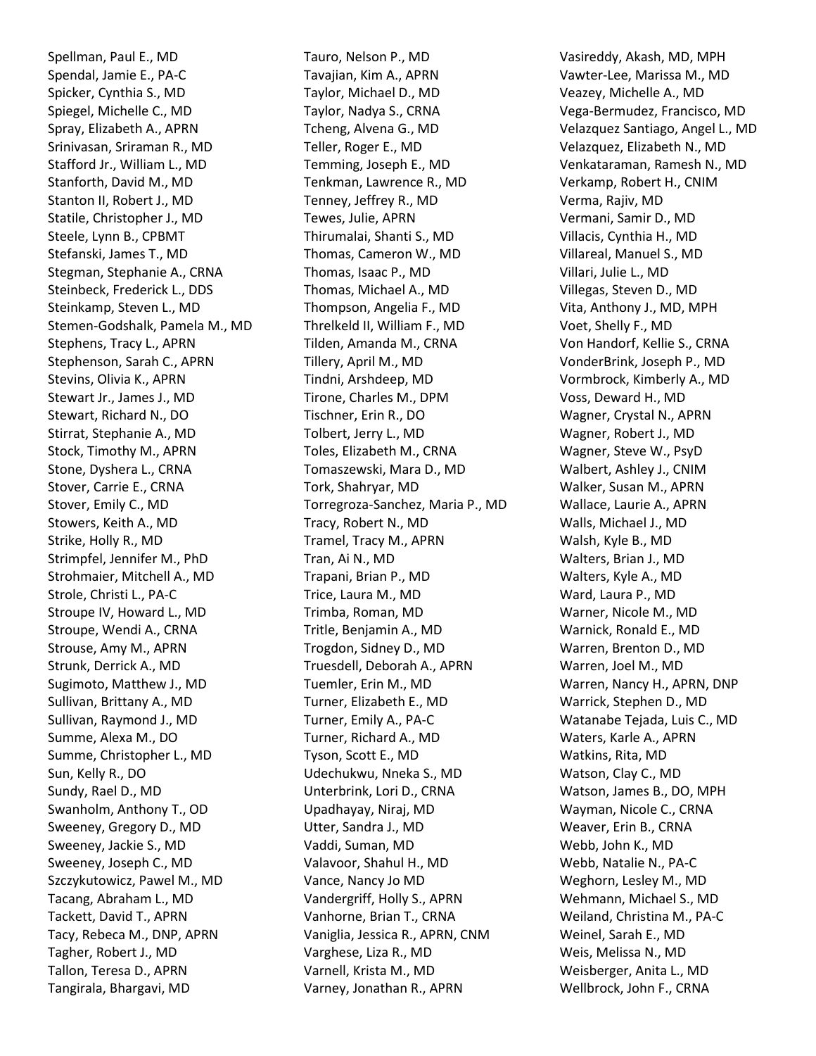Spellman, Paul E., MD
Spendal, Jamie E., PA-C
Spicker, Cynthia S., MD
Spiegel, Michelle C., MD
Spray, Elizabeth A., APRN
Srinivasan, Sriraman R., MD
Stafford Jr., William L., MD
Stanforth, David M., MD
Stanton II, Robert J., MD
Statile, Christopher J., MD
Steele, Lynn B., CPBMT
Stefanski, James T., MD
Stegman, Stephanie A., CRNA
Steinbeck, Frederick L., DDS
Steinkamp, Steven L., MD
Stemen-Godshalk, Pamela M., MD
Stephens, Tracy L., APRN
Stephenson, Sarah C., APRN
Stevins, Olivia K., APRN
Stewart Jr., James J., MD
Stewart, Richard N., DO
Stirrat, Stephanie A., MD
Stock, Timothy M., APRN
Stone, Dyshera L., CRNA
Stover, Carrie E., CRNA
Stover, Emily C., MD
Stowers, Keith A., MD
Strike, Holly R., MD
Strimpfel, Jennifer M., PhD
Strohmaier, Mitchell A., MD
Strole, Christi L., PA-C
Stroupe IV, Howard L., MD
Stroupe, Wendi A., CRNA
Strouse, Amy M., APRN
Strunk, Derrick A., MD
Sugimoto, Matthew J., MD
Sullivan, Brittany A., MD
Sullivan, Raymond J., MD
Summe, Alexa M., DO
Summe, Christopher L., MD
Sun, Kelly R., DO
Sundy, Rael D., MD
Swanholm, Anthony T., OD
Sweeney, Gregory D., MD
Sweeney, Jackie S., MD
Sweeney, Joseph C., MD
Szczykutowicz, Pawel M., MD
Tacang, Abraham L., MD
Tackett, David T., APRN
Tacy, Rebeca M., DNP, APRN
Tagher, Robert J., MD
Tallon, Teresa D., APRN
Tangirala, Bhargavi, MD
Tauro, Nelson P., MD
Tavajian, Kim A., APRN
Taylor, Michael D., MD
Taylor, Nadya S., CRNA
Tcheng, Alvena G., MD
Teller, Roger E., MD
Temming, Joseph E., MD
Tenkman, Lawrence R., MD
Tenney, Jeffrey R., MD
Tewes, Julie, APRN
Thirumalai, Shanti S., MD
Thomas, Cameron W., MD
Thomas, Isaac P., MD
Thomas, Michael A., MD
Thompson, Angelia F., MD
Threlkeld II, William F., MD
Tilden, Amanda M., CRNA
Tillery, April M., MD
Tindni, Arshdeep, MD
Tirone, Charles M., DPM
Tischner, Erin R., DO
Tolbert, Jerry L., MD
Toles, Elizabeth M., CRNA
Tomaszewski, Mara D., MD
Tork, Shahryar, MD
Torregroza-Sanchez, Maria P., MD
Tracy, Robert N., MD
Tramel, Tracy M., APRN
Tran, Ai N., MD
Trapani, Brian P., MD
Trice, Laura M., MD
Trimba, Roman, MD
Tritle, Benjamin A., MD
Trogdon, Sidney D., MD
Truesdell, Deborah A., APRN
Tuemler, Erin M., MD
Turner, Elizabeth E., MD
Turner, Emily A., PA-C
Turner, Richard A., MD
Tyson, Scott E., MD
Udechukwu, Nneka S., MD
Unterbrink, Lori D., CRNA
Upadhayay, Niraj, MD
Utter, Sandra J., MD
Vaddi, Suman, MD
Valavoor, Shahul H., MD
Vance, Nancy Jo MD
Vandergriff, Holly S., APRN
Vanhorne, Brian T., CRNA
Vaniglia, Jessica R., APRN, CNM
Varghese, Liza R., MD
Varnell, Krista M., MD
Varney, Jonathan R., APRN
Vasireddy, Akash, MD, MPH
Vawter-Lee, Marissa M., MD
Veazey, Michelle A., MD
Vega-Bermudez, Francisco, MD
Velazquez Santiago, Angel L., MD
Velazquez, Elizabeth N., MD
Venkataraman, Ramesh N., MD
Verkamp, Robert H., CNIM
Verma, Rajiv, MD
Vermani, Samir D., MD
Villacis, Cynthia H., MD
Villareal, Manuel S., MD
Villari, Julie L., MD
Villegas, Steven D., MD
Vita, Anthony J., MD, MPH
Voet, Shelly F., MD
Von Handorf, Kellie S., CRNA
VonderBrink, Joseph P., MD
Vormbrock, Kimberly A., MD
Voss, Deward H., MD
Wagner, Crystal N., APRN
Wagner, Robert J., MD
Wagner, Steve W., PsyD
Walbert, Ashley J., CNIM
Walker, Susan M., APRN
Wallace, Laurie A., APRN
Walls, Michael J., MD
Walsh, Kyle B., MD
Walters, Brian J., MD
Walters, Kyle A., MD
Ward, Laura P., MD
Warner, Nicole M., MD
Warnick, Ronald E., MD
Warren, Brenton D., MD
Warren, Joel M., MD
Warren, Nancy H., APRN, DNP
Warrick, Stephen D., MD
Watanabe Tejada, Luis C., MD
Waters, Karle A., APRN
Watkins, Rita, MD
Watson, Clay C., MD
Watson, James B., DO, MPH
Wayman, Nicole C., CRNA
Weaver, Erin B., CRNA
Webb, John K., MD
Webb, Natalie N., PA-C
Weghorn, Lesley M., MD
Wehmann, Michael S., MD
Weiland, Christina M., PA-C
Weinel, Sarah E., MD
Weis, Melissa N., MD
Weisberger, Anita L., MD
Wellbrock, John F., CRNA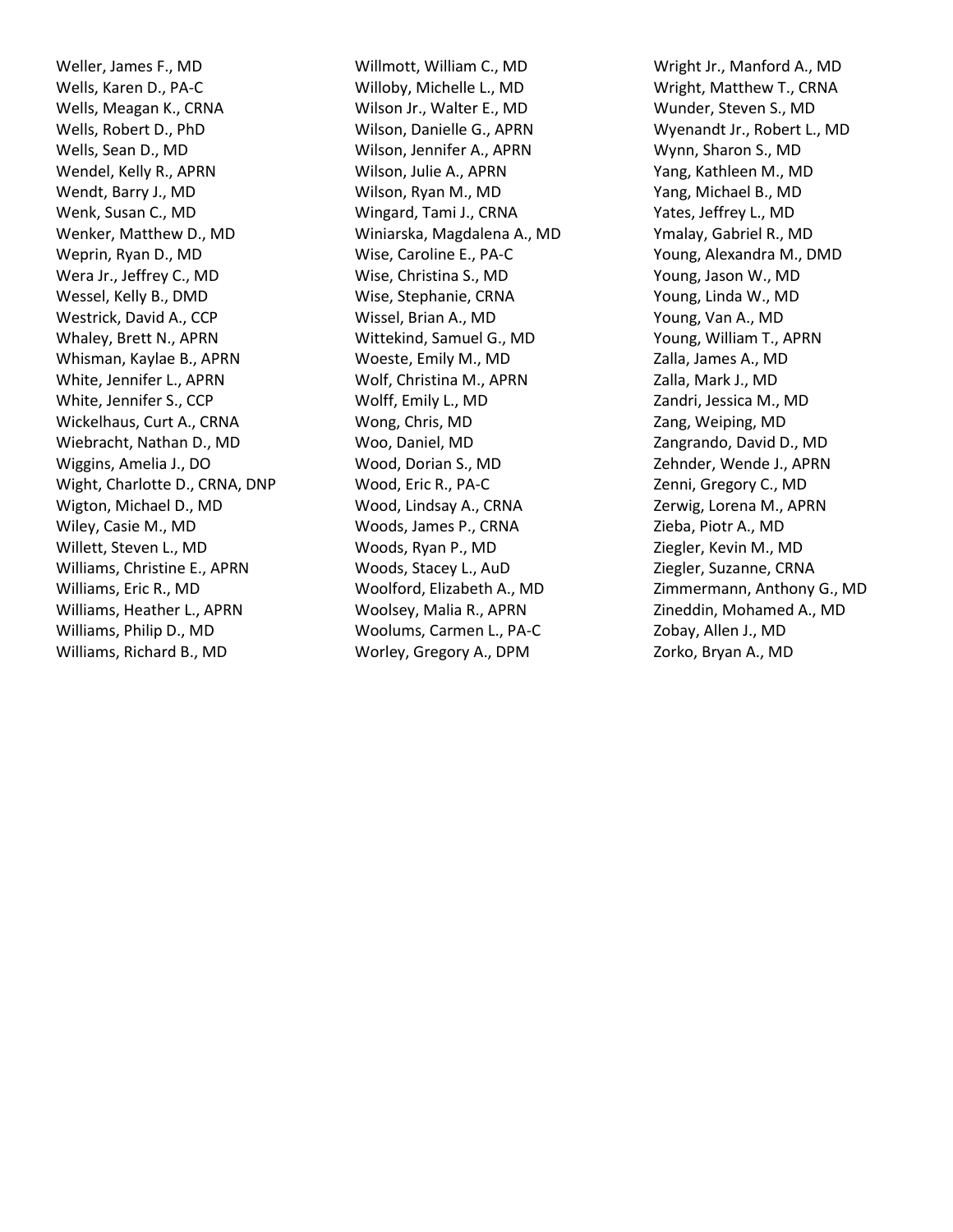Weller, James F., MD
Wells, Karen D., PA-C
Wells, Meagan K., CRNA
Wells, Robert D., PhD
Wells, Sean D., MD
Wendel, Kelly R., APRN
Wendt, Barry J., MD
Wenk, Susan C., MD
Wenker, Matthew D., MD
Weprin, Ryan D., MD
Wera Jr., Jeffrey C., MD
Wessel, Kelly B., DMD
Westrick, David A., CCP
Whaley, Brett N., APRN
Whisman, Kaylae B., APRN
White, Jennifer L., APRN
White, Jennifer S., CCP
Wickelhaus, Curt A., CRNA
Wiebracht, Nathan D., MD
Wiggins, Amelia J., DO
Wight, Charlotte D., CRNA, DNP
Wigton, Michael D., MD
Wiley, Casie M., MD
Willett, Steven L., MD
Williams, Christine E., APRN
Williams, Eric R., MD
Williams, Heather L., APRN
Williams, Philip D., MD
Williams, Richard B., MD
Willmott, William C., MD
Willoby, Michelle L., MD
Wilson Jr., Walter E., MD
Wilson, Danielle G., APRN
Wilson, Jennifer A., APRN
Wilson, Julie A., APRN
Wilson, Ryan M., MD
Wingard, Tami J., CRNA
Winiarska, Magdalena A., MD
Wise, Caroline E., PA-C
Wise, Christina S., MD
Wise, Stephanie, CRNA
Wissel, Brian A., MD
Wittekind, Samuel G., MD
Woeste, Emily M., MD
Wolf, Christina M., APRN
Wolff, Emily L., MD
Wong, Chris, MD
Woo, Daniel, MD
Wood, Dorian S., MD
Wood, Eric R., PA-C
Wood, Lindsay A., CRNA
Woods, James P., CRNA
Woods, Ryan P., MD
Woods, Stacey L., AuD
Woolford, Elizabeth A., MD
Woolsey, Malia R., APRN
Woolums, Carmen L., PA-C
Worley, Gregory A., DPM
Wright Jr., Manford A., MD
Wright, Matthew T., CRNA
Wunder, Steven S., MD
Wyenandt Jr., Robert L., MD
Wynn, Sharon S., MD
Yang, Kathleen M., MD
Yang, Michael B., MD
Yates, Jeffrey L., MD
Ymalay, Gabriel R., MD
Young, Alexandra M., DMD
Young, Jason W., MD
Young, Linda W., MD
Young, Van A., MD
Young, William T., APRN
Zalla, James A., MD
Zalla, Mark J., MD
Zandri, Jessica M., MD
Zang, Weiping, MD
Zangrando, David D., MD
Zehnder, Wende J., APRN
Zenni, Gregory C., MD
Zerwig, Lorena M., APRN
Zieba, Piotr A., MD
Ziegler, Kevin M., MD
Ziegler, Suzanne, CRNA
Zimmermann, Anthony G., MD
Zineddin, Mohamed A., MD
Zobay, Allen J., MD
Zorko, Bryan A., MD